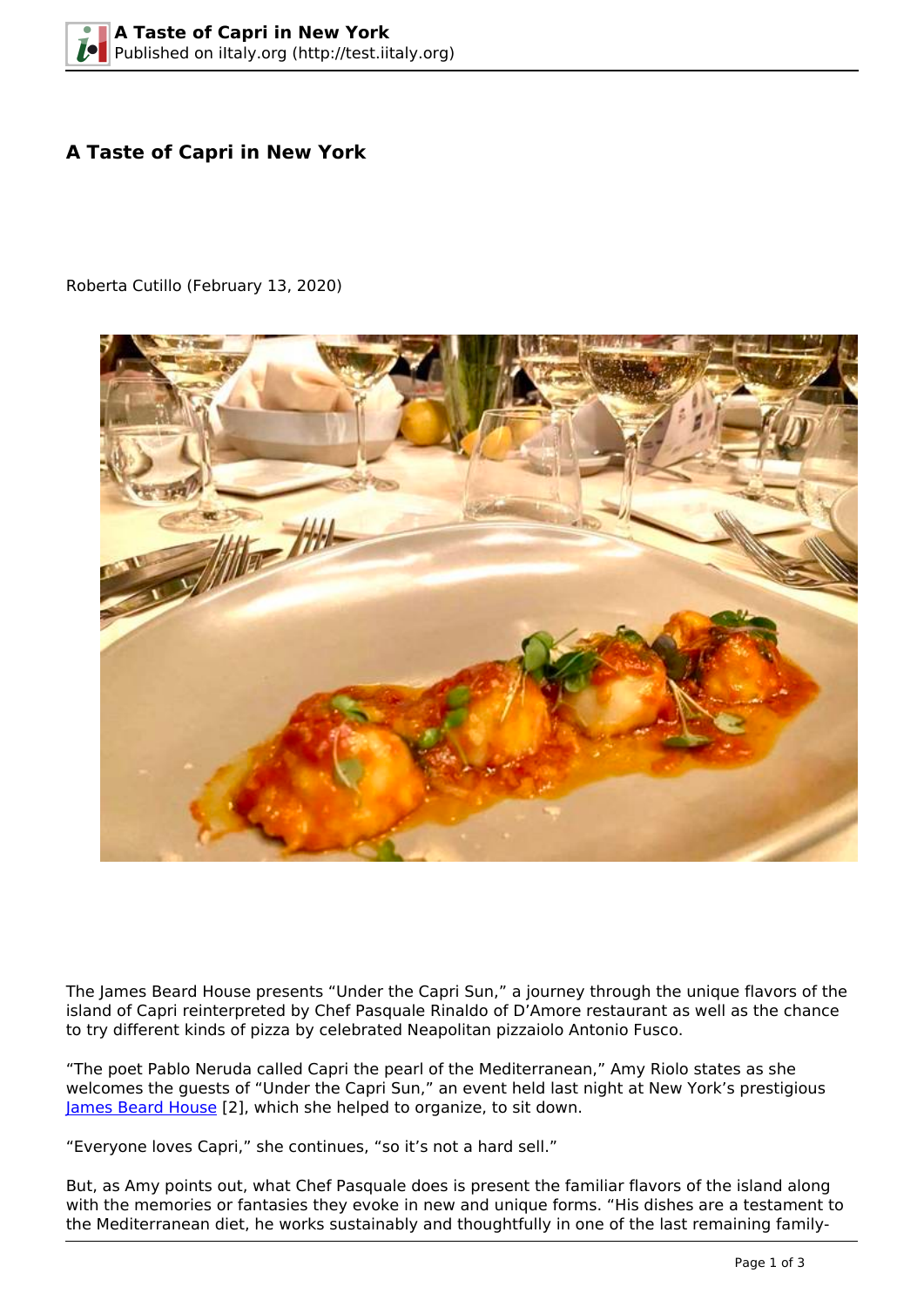# A Taste of Capri in New York

Roberta Cutillo (February 13, 2020)

The James Beard House presents "Under the Capri Sun," a journey through the unique flavors of the island of Capri reinterpreted by Chef Pasquale Rinaldo of D'Amore restaurant as well as the chance to try different kinds of pizza by celebrated Neapolitan pizzaiolo Antonio Fusco.

"The poet Pablo Neruda called Capri the pearl of the Mediterranean," Amy Riolo states as she welcomes the guests of "Under the Capri Sun," an event held last night at New York's prestigious James Beard House [2], which she helped to organize, to sit down.

"Everyone loves Capri," she continues, "so it's not a hard sell."

But, as Amy points out, what Chef Pasquale does is present the familiar flavors of the island along with the memories or fantasies they evoke in new and unique forms. "His dishes are a testament to the Mediterranean diet, he works sustainably and thoughtfully in one of the last remaining family-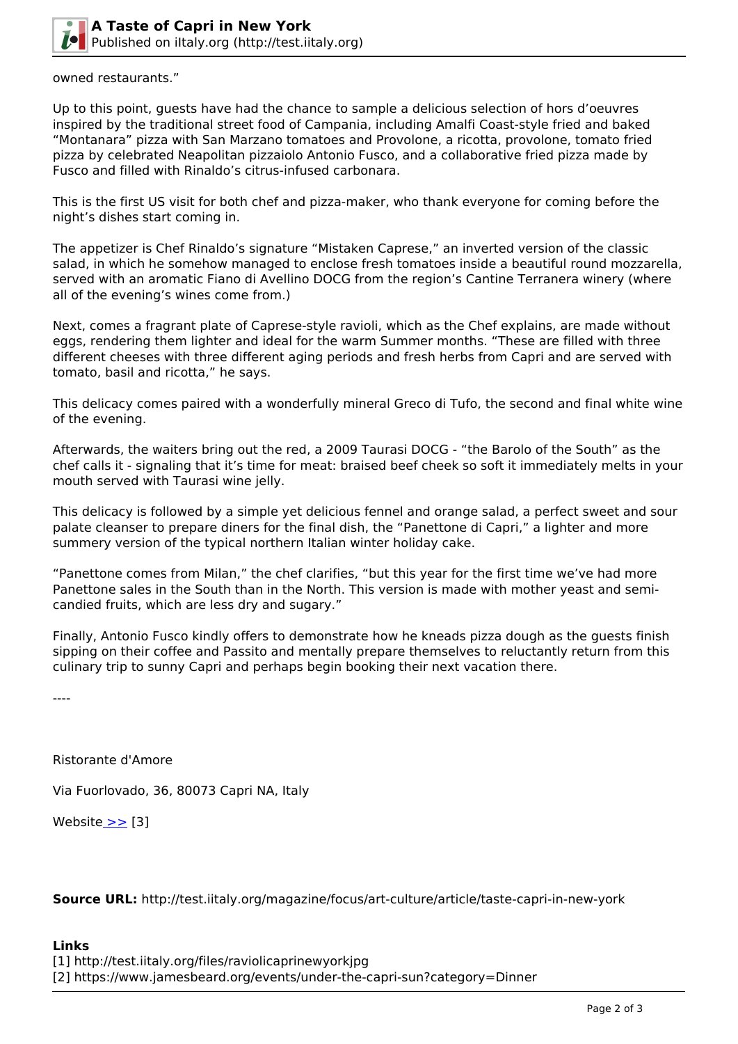owned restaurants."

Up to this point, guests have had the chance to sample a delicious selection of hors d'oeuvres inspired by the traditional street food of Campania, including Amalfi Coast-style fried and baked "Montanara" pizza with San Marzano tomatoes and Provolone, a ricotta, provolone, tomato fried pizza by celebrated Neapolitan pizzaiolo Antonio Fusco, and a collaborative fried pizza made by Fusco and filled with Rinaldo's citrus-infused carbonara.

This is the first US visit for both chef and pizza-maker, who thank everyone for coming before the night's dishes start coming in.

The appetizer is Chef Rinaldo's signature "Mistaken Caprese," an inverted version of the classic salad, in which he somehow managed to enclose fresh tomatoes inside a beautiful round mozzarella, served with an aromatic Fiano di Avellino DOCG from the region's Cantine Terranera winery (where all of the evening's wines come from.)

Next, comes a fragrant plate of Caprese-style ravioli, which as the Chef explains, are made without eggs, rendering them lighter and ideal for the warm Summer months. "These are filled with three different cheeses with three different aging periods and fresh herbs from Capri and are served with tomato, basil and ricotta," he says.

This delicacy comes paired with a wonderfully mineral Greco di Tufo, the second and final white wine of the evening.

Afterwards, the waiters bring out the red, a 2009 Taurasi DOCG - "the Barolo of the South" as the chef calls it - signaling that it's time for meat: braised beef cheek so soft it immediately melts in your mouth served with Taurasi wine jelly.

This delicacy is followed by a simple yet delicious fennel and orange salad, a perfect sweet and sour palate cleanser to prepare diners for the final dish, the "Panettone di Capri," a lighter and more summery version of the typical northern Italian winter holiday cake.

"Panettone comes from Milan," the chef clarifies, "but this year for the first time we've had more Panettone sales in the South than in the North. This version is made with mother yeast and semi-candied fruits, which are less dry and sugary."

Finally, Antonio Fusco kindly offers to demonstrate how he kneads pizza dough as the guests finish sipping on their coffee and Passito and mentally prepare themselves to reluctantly return from this culinary trip to sunny Capri and perhaps begin booking their next vacation there.

----

Ristorante d'Amore

Via Fuorlovado, 36, 80073 Capri NA, Italy

Website >> [3]

**Source URL:** http://test.iitaly.org/magazine/focus/art-culture/article/taste-capri-in-new-york

**Links**
[1] http://test.iitaly.org/files/raviolicaprinewyorkjpg
[2] https://www.jamesbeard.org/events/under-the-capri-sun?category=Dinner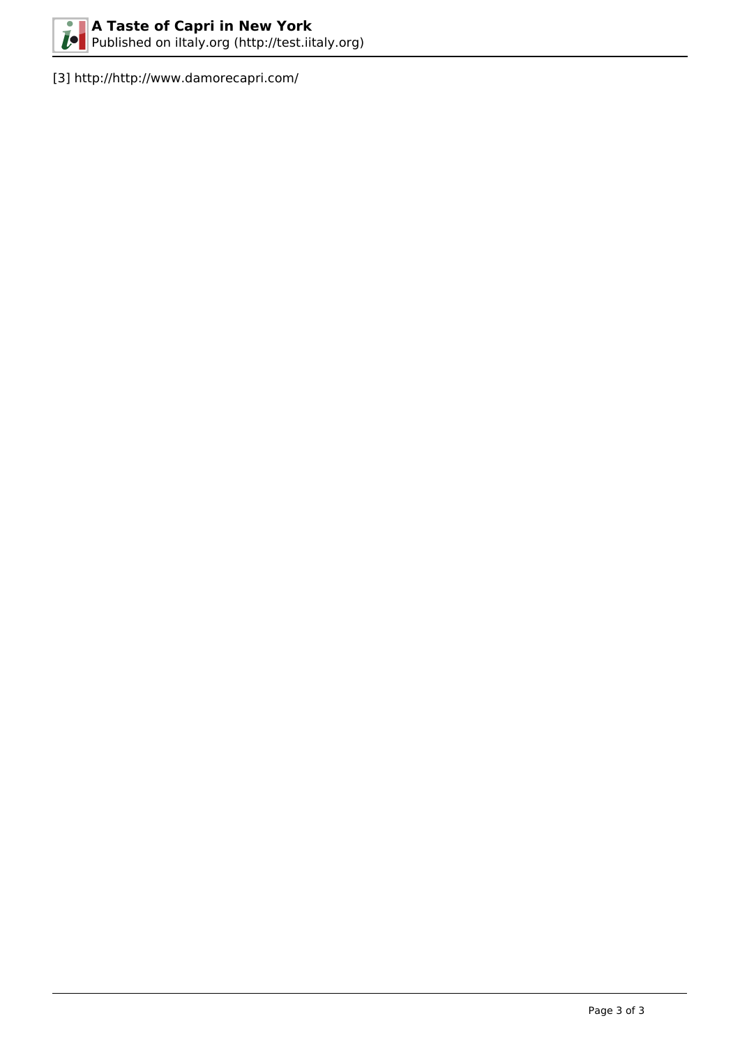[3] http://http://www.damorecapri.com/